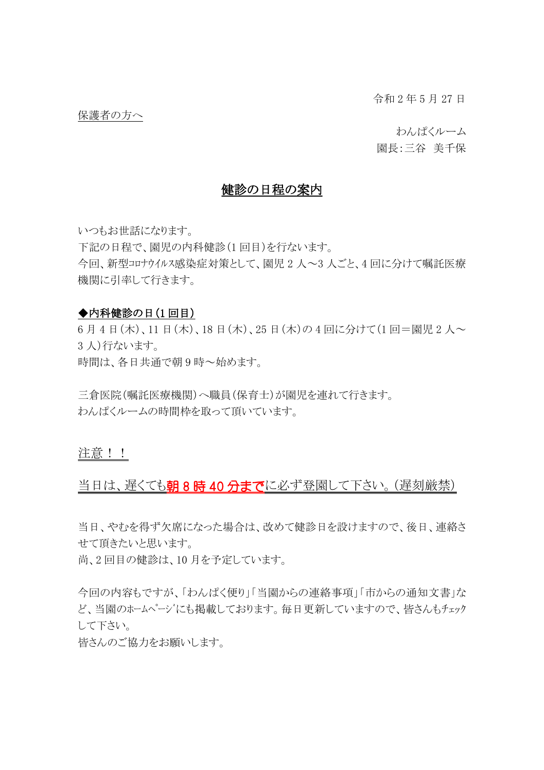令和 2 年 5 月 27 日

保護者の方へ

わんぱくルーム

園長:三谷　美千保

## 健診の日程の案内

いつもお世話になります。
下記の日程で、園児の内科健診(1 回目)を行ないます。
今回、新型ｺﾛﾅｳｲﾙｽ感染症対策として、園児 2 人～3 人ごと、4 回に分けて嘱託医療機関に引率して行きます。

**◆内科健診の日(1 回目)**

6 月 4 日(木)、11 日(木)、18 日(木)、25 日(木)の 4 回に分けて(1 回＝園児 2 人～3 人)行ないます。
時間は、各日共通で朝 9 時～始めます。

三倉医院(嘱託医療機関)へ職員(保育士)が園児を連れて行きます。
わんぱくルームの時間枠を取って頂いています。

注意！！

当日は、遅くても**朝 8 時 40 分まで**に必ず登園して下さい。(遅刻厳禁)

当日、やむを得ず欠席になった場合は、改めて健診日を設けますので、後日、連絡させて頂きたいと思います。
尚、2 回目の健診は、10 月を予定しています。

今回の内容もですが、「わんぱく便り」「当園からの連絡事項」「市からの通知文書」など、当園のﾎｰﾑﾍﾟｰｼﾞにも掲載しております。毎日更新していますので、皆さんもﾁｪｯｸして下さい。
皆さんのご協力をお願いします。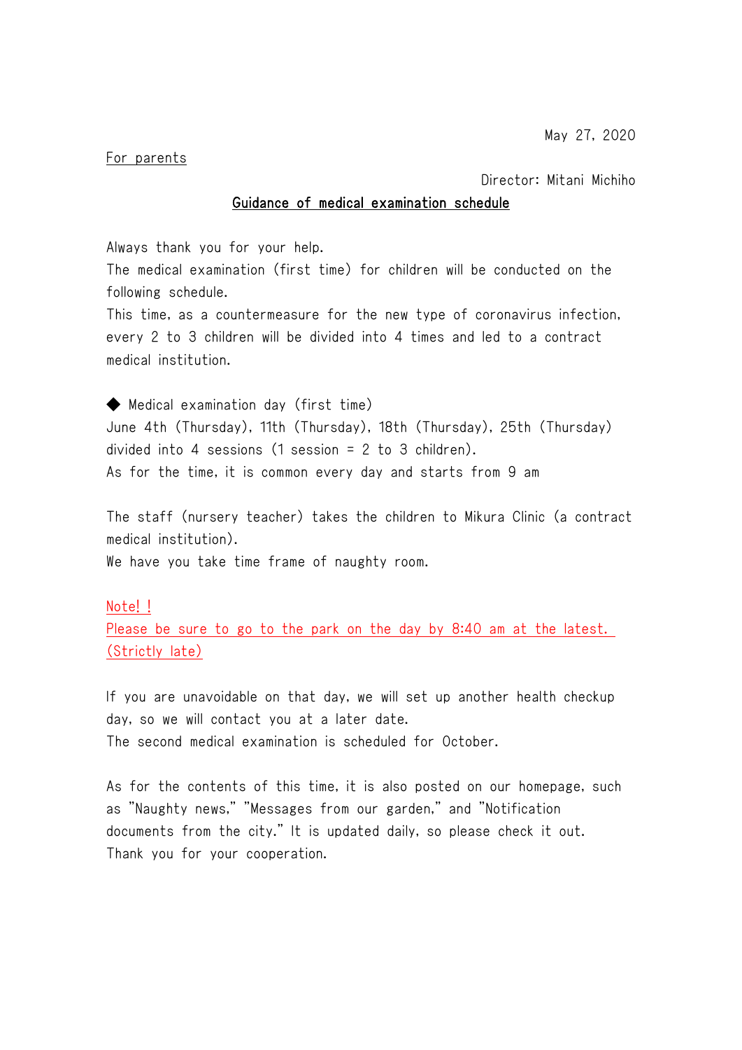May 27, 2020

For parents

Director: Mitani Michiho

## Guidance of medical examination schedule

Always thank you for your help.
The medical examination (first time) for children will be conducted on the following schedule.
This time, as a countermeasure for the new type of coronavirus infection, every 2 to 3 children will be divided into 4 times and led to a contract medical institution.

◆ Medical examination day (first time)
June 4th (Thursday), 11th (Thursday), 18th (Thursday), 25th (Thursday) divided into 4 sessions (1 session = 2 to 3 children).
As for the time, it is common every day and starts from 9 am

The staff (nursery teacher) takes the children to Mikura Clinic (a contract medical institution).
We have you take time frame of naughty room.

Note! !
Please be sure to go to the park on the day by 8:40 am at the latest. (Strictly late)

If you are unavoidable on that day, we will set up another health checkup day, so we will contact you at a later date.
The second medical examination is scheduled for October.

As for the contents of this time, it is also posted on our homepage, such as "Naughty news," "Messages from our garden," and "Notification documents from the city." It is updated daily, so please check it out.
Thank you for your cooperation.